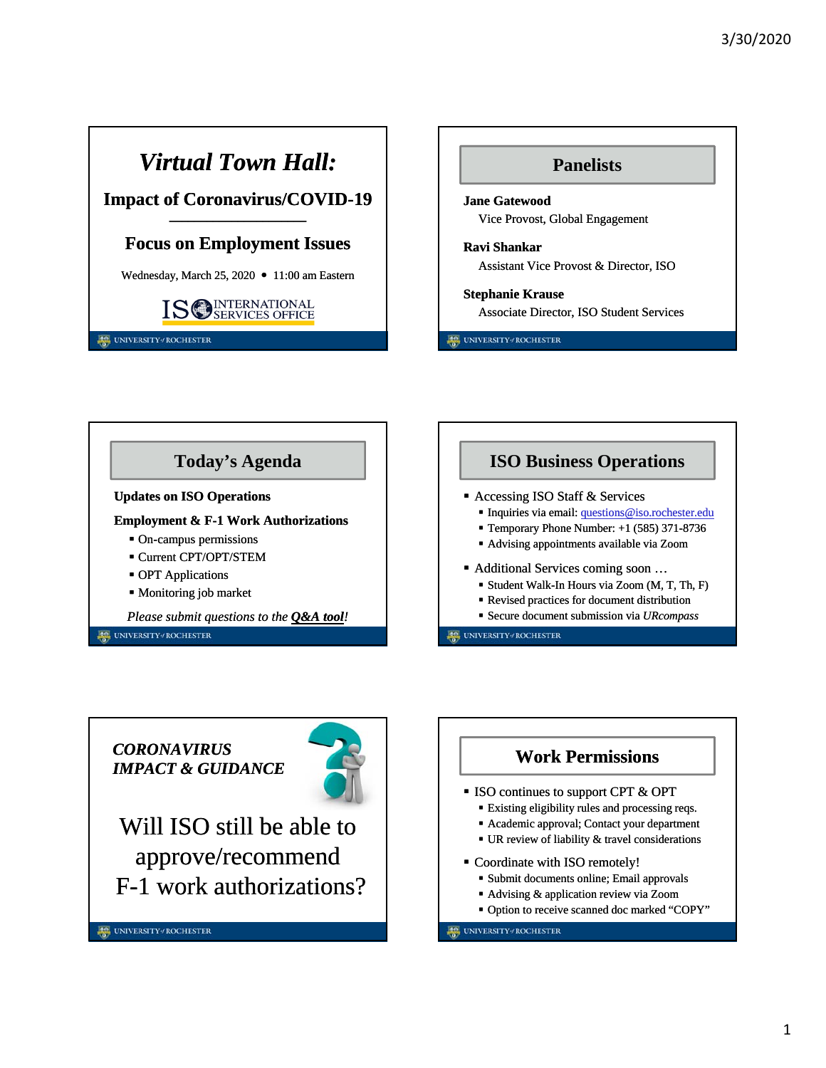# Virtual Town Hall:

## Impact of Coronavirus/COVID-19

## Focus on Employment Issues

Wednesday, March 25, 2020 • 11:00 am Eastern

ISO INTERNATIONAL SERVICES OFFICE

UNIVERSITY of ROCHESTER

---

## Panelists

**Jane Gatewood**
Vice Provost, Global Engagement

**Ravi Shankar**
Assistant Vice Provost & Director, ISO

**Stephanie Krause**
Associate Director, ISO Student Services

UNIVERSITY of ROCHESTER

---

## Today's Agenda

**Updates on ISO Operations**

**Employment & F-1 Work Authorizations**

- On-campus permissions
- Current CPT/OPT/STEM
- OPT Applications
- Monitoring job market

*Please submit questions to the* ***Q&A tool****!*

UNIVERSITY of ROCHESTER

---

## ISO Business Operations

- Accessing ISO Staff & Services
  - Inquiries via email: questions@iso.rochester.edu
  - Temporary Phone Number: +1 (585) 371-8736
  - Advising appointments available via Zoom
- Additional Services coming soon …
  - Student Walk-In Hours via Zoom (M, T, Th, F)
  - Revised practices for document distribution
  - Secure document submission via *URcompass*

UNIVERSITY of ROCHESTER

---

***CORONAVIRUS IMPACT & GUIDANCE***

Will ISO still be able to approve/recommend F-1 work authorizations?

UNIVERSITY of ROCHESTER

---

## Work Permissions

- ISO continues to support CPT & OPT
  - Existing eligibility rules and processing reqs.
  - Academic approval; Contact your department
  - UR review of liability & travel considerations
- Coordinate with ISO remotely!
  - Submit documents online; Email approvals
  - Advising & application review via Zoom
  - Option to receive scanned doc marked "COPY"

UNIVERSITY of ROCHESTER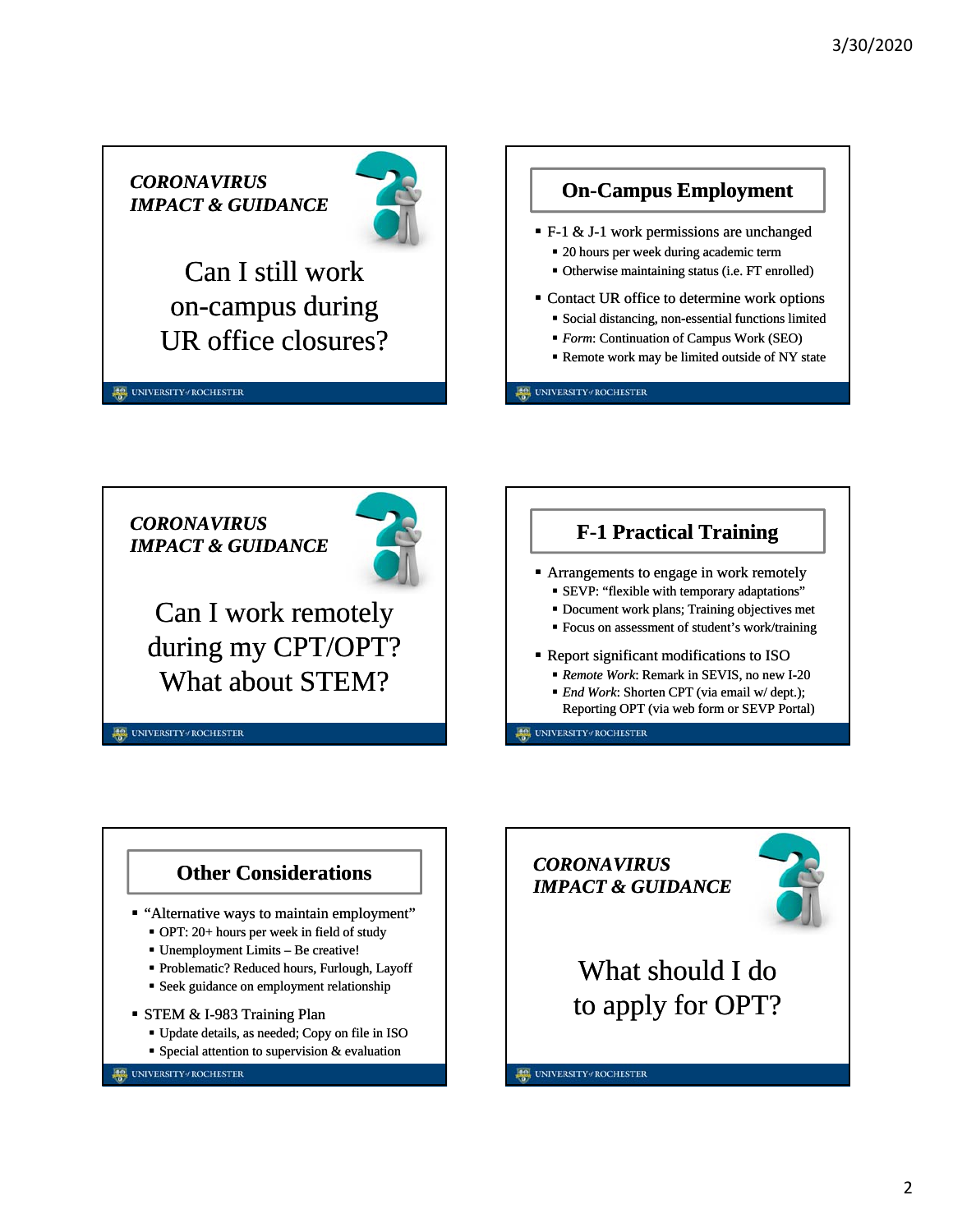## CORONAVIRUS IMPACT & GUIDANCE

Can I still work on-campus during UR office closures?

## On-Campus Employment

- F-1 & J-1 work permissions are unchanged
  - 20 hours per week during academic term
  - Otherwise maintaining status (i.e. FT enrolled)
- Contact UR office to determine work options
  - Social distancing, non-essential functions limited
  - *Form*: Continuation of Campus Work (SEO)
  - Remote work may be limited outside of NY state

## CORONAVIRUS IMPACT & GUIDANCE

Can I work remotely during my CPT/OPT? What about STEM?

## F-1 Practical Training

- Arrangements to engage in work remotely
  - SEVP: "flexible with temporary adaptations"
  - Document work plans; Training objectives met
  - Focus on assessment of student's work/training
- Report significant modifications to ISO
  - *Remote Work*: Remark in SEVIS, no new I-20
  - *End Work*: Shorten CPT (via email w/ dept.); Reporting OPT (via web form or SEVP Portal)

## Other Considerations

- "Alternative ways to maintain employment"
  - OPT: 20+ hours per week in field of study
  - Unemployment Limits – Be creative!
  - Problematic? Reduced hours, Furlough, Layoff
  - Seek guidance on employment relationship
- STEM & I-983 Training Plan
  - Update details, as needed; Copy on file in ISO
  - Special attention to supervision & evaluation

## CORONAVIRUS IMPACT & GUIDANCE

What should I do to apply for OPT?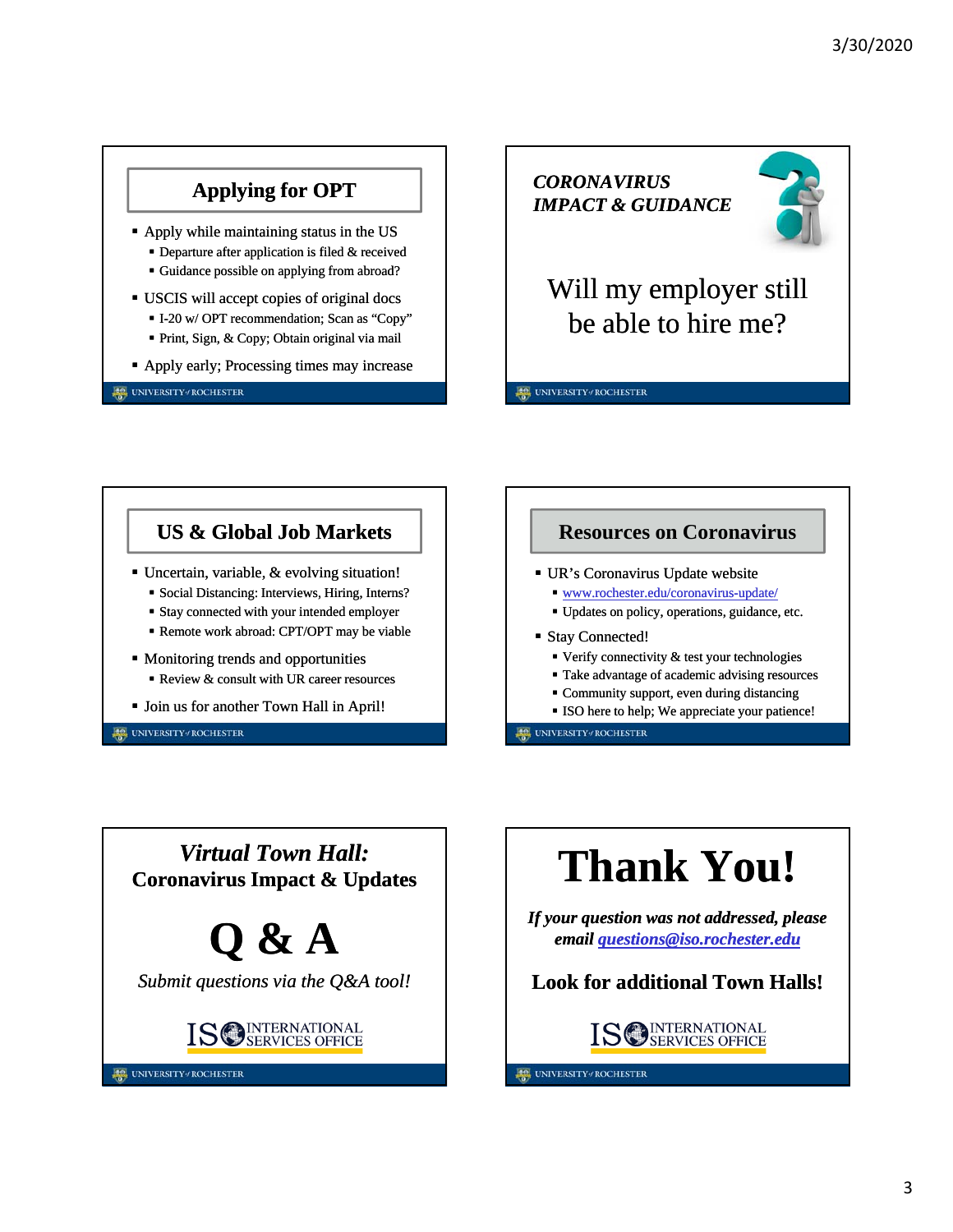## Applying for OPT

- Apply while maintaining status in the US
  - Departure after application is filed & received
  - Guidance possible on applying from abroad?
- USCIS will accept copies of original docs
  - I-20 w/ OPT recommendation; Scan as "Copy"
  - Print, Sign, & Copy; Obtain original via mail
- Apply early; Processing times may increase

***CORONAVIRUS IMPACT & GUIDANCE***

Will my employer still be able to hire me?

## US & Global Job Markets

- Uncertain, variable, & evolving situation!
  - Social Distancing: Interviews, Hiring, Interns?
  - Stay connected with your intended employer
  - Remote work abroad: CPT/OPT may be viable
- Monitoring trends and opportunities
  - Review & consult with UR career resources
- Join us for another Town Hall in April!

## Resources on Coronavirus

- UR's Coronavirus Update website
  - www.rochester.edu/coronavirus-update/
  - Updates on policy, operations, guidance, etc.
- Stay Connected!
  - Verify connectivity & test your technologies
  - Take advantage of academic advising resources
  - Community support, even during distancing
  - ISO here to help; We appreciate your patience!

***Virtual Town Hall:***
**Coronavirus Impact & Updates**

# Q & A

*Submit questions via the Q&A tool!*

ISO INTERNATIONAL SERVICES OFFICE

# Thank You!

***If your question was not addressed, please email questions@iso.rochester.edu***

**Look for additional Town Halls!**

ISO INTERNATIONAL SERVICES OFFICE